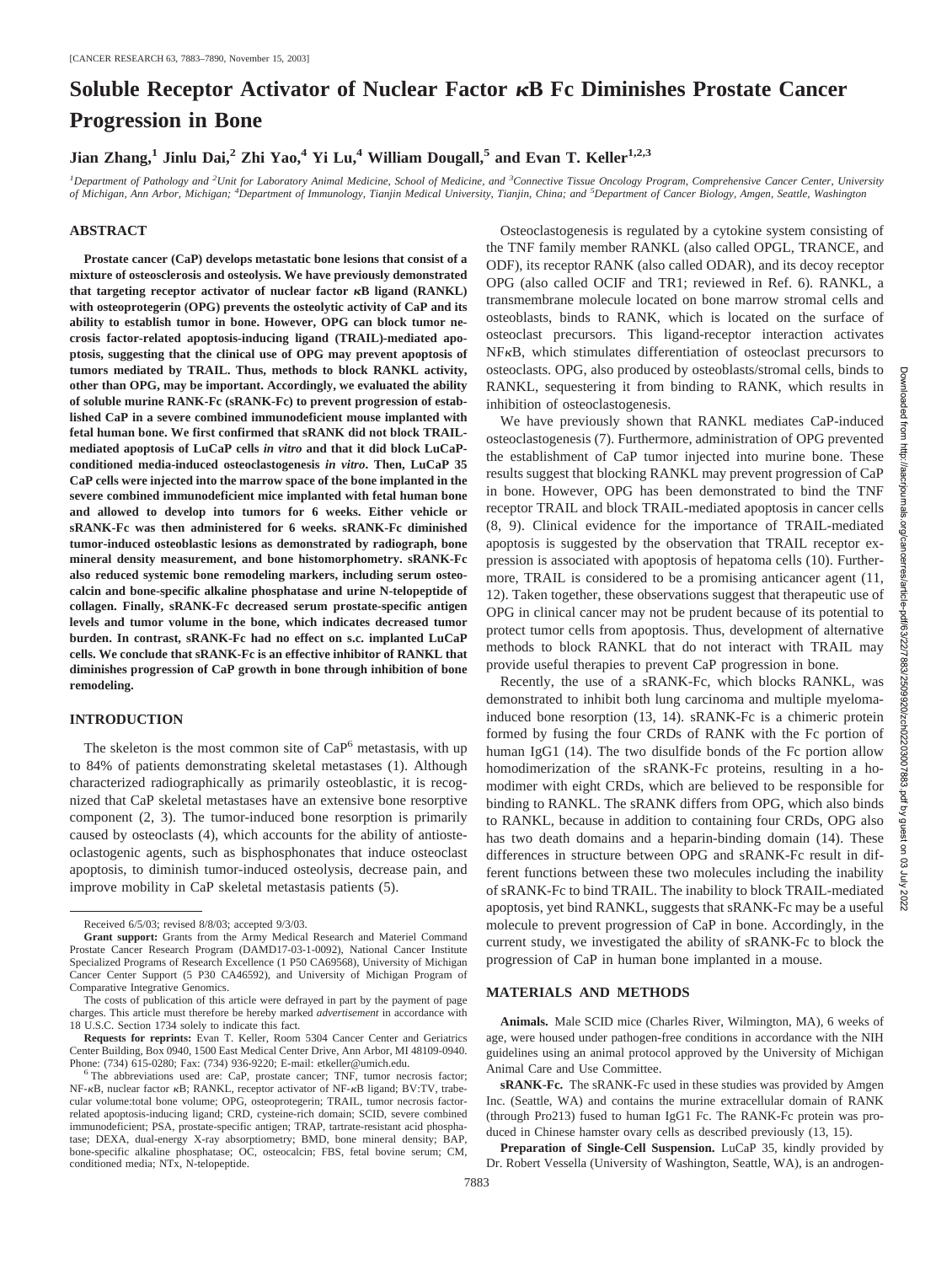# Soluble Receptor Activator of Nuclear Factor κB Fc Diminishes Prostate Cancer Progression in Bone

**Jian Zhang,[1] Jinlu Dai,[2] Zhi Yao,[4] Yi Lu,[4] William Dougall,[5] and Evan T. Keller[1,2,3]**

[1]Department of Pathology and [2]Unit for Laboratory Animal Medicine, School of Medicine, and [3]Connective Tissue Oncology Program, Comprehensive Cancer Center, University of Michigan, Ann Arbor, Michigan; [4]Department of Immunology, Tianjin Medical University, Tianjin, China; and [5]Department of Cancer Biology, Amgen, Seattle, Washington

## ABSTRACT

**Prostate cancer (CaP) develops metastatic bone lesions that consist of a mixture of osteosclerosis and osteolysis. We have previously demonstrated that targeting receptor activator of nuclear factor κB ligand (RANKL) with osteoprotegerin (OPG) prevents the osteolytic activity of CaP and its ability to establish tumor in bone. However, OPG can block tumor necrosis factor-related apoptosis-inducing ligand (TRAIL)-mediated apoptosis, suggesting that the clinical use of OPG may prevent apoptosis of tumors mediated by TRAIL. Thus, methods to block RANKL activity, other than OPG, may be important. Accordingly, we evaluated the ability of soluble murine RANK-Fc (sRANK-Fc) to prevent progression of established CaP in a severe combined immunodeficient mouse implanted with fetal human bone. We first confirmed that sRANK did not block TRAIL-mediated apoptosis of LuCaP cells *in vitro* and that it did block LuCaP-conditioned media-induced osteoclastogenesis *in vitro*. Then, LuCaP 35 CaP cells were injected into the marrow space of the bone implanted in the severe combined immunodeficient mice implanted with fetal human bone and allowed to develop into tumors for 6 weeks. Either vehicle or sRANK-Fc was then administered for 6 weeks. sRANK-Fc diminished tumor-induced osteoblastic lesions as demonstrated by radiograph, bone mineral density measurement, and bone histomorphometry. sRANK-Fc also reduced systemic bone remodeling markers, including serum osteocalcin and bone-specific alkaline phosphatase and urine N-telopeptide of collagen. Finally, sRANK-Fc decreased serum prostate-specific antigen levels and tumor volume in the bone, which indicates decreased tumor burden. In contrast, sRANK-Fc had no effect on s.c. implanted LuCaP cells. We conclude that sRANK-Fc is an effective inhibitor of RANKL that diminishes progression of CaP growth in bone through inhibition of bone remodeling.**

## INTRODUCTION

The skeleton is the most common site of CaP[6] metastasis, with up to 84% of patients demonstrating skeletal metastases (1). Although characterized radiographically as primarily osteoblastic, it is recognized that CaP skeletal metastases have an extensive bone resorptive component (2, 3). The tumor-induced bone resorption is primarily caused by osteoclasts (4), which accounts for the ability of antiosteoclastogenic agents, such as bisphosphonates that induce osteoclast apoptosis, to diminish tumor-induced osteolysis, decrease pain, and improve mobility in CaP skeletal metastasis patients (5).

Osteoclastogenesis is regulated by a cytokine system consisting of the TNF family member RANKL (also called OPGL, TRANCE, and ODF), its receptor RANK (also called ODAR), and its decoy receptor OPG (also called OCIF and TR1; reviewed in Ref. 6). RANKL, a transmembrane molecule located on bone marrow stromal cells and osteoblasts, binds to RANK, which is located on the surface of osteoclast precursors. This ligand-receptor interaction activates NFκB, which stimulates differentiation of osteoclast precursors to osteoclasts. OPG, also produced by osteoblasts/stromal cells, binds to RANKL, sequestering it from binding to RANK, which results in inhibition of osteoclastogenesis.

We have previously shown that RANKL mediates CaP-induced osteoclastogenesis (7). Furthermore, administration of OPG prevented the establishment of CaP tumor injected into murine bone. These results suggest that blocking RANKL may prevent progression of CaP in bone. However, OPG has been demonstrated to bind the TNF receptor TRAIL and block TRAIL-mediated apoptosis in cancer cells (8, 9). Clinical evidence for the importance of TRAIL-mediated apoptosis is suggested by the observation that TRAIL receptor expression is associated with apoptosis of hepatoma cells (10). Furthermore, TRAIL is considered to be a promising anticancer agent (11, 12). Taken together, these observations suggest that therapeutic use of OPG in clinical cancer may not be prudent because of its potential to protect tumor cells from apoptosis. Thus, development of alternative methods to block RANKL that do not interact with TRAIL may provide useful therapies to prevent CaP progression in bone.

Recently, the use of a sRANK-Fc, which blocks RANKL, was demonstrated to inhibit both lung carcinoma and multiple myeloma-induced bone resorption (13, 14). sRANK-Fc is a chimeric protein formed by fusing the four CRDs of RANK with the Fc portion of human IgG1 (14). The two disulfide bonds of the Fc portion allow homodimerization of the sRANK-Fc proteins, resulting in a homodimer with eight CRDs, which are believed to be responsible for binding to RANKL. The sRANK differs from OPG, which also binds to RANKL, because in addition to containing four CRDs, OPG also has two death domains and a heparin-binding domain (14). These differences in structure between OPG and sRANK-Fc result in different functions between these two molecules including the inability of sRANK-Fc to bind TRAIL. The inability to block TRAIL-mediated apoptosis, yet bind RANKL, suggests that sRANK-Fc may be a useful molecule to prevent progression of CaP in bone. Accordingly, in the current study, we investigated the ability of sRANK-Fc to block the progression of CaP in human bone implanted in a mouse.

## MATERIALS AND METHODS

**Animals.** Male SCID mice (Charles River, Wilmington, MA), 6 weeks of age, were housed under pathogen-free conditions in accordance with the NIH guidelines using an animal protocol approved by the University of Michigan Animal Care and Use Committee.

**sRANK-Fc.** The sRANK-Fc used in these studies was provided by Amgen Inc. (Seattle, WA) and contains the murine extracellular domain of RANK (through Pro213) fused to human IgG1 Fc. The RANK-Fc protein was produced in Chinese hamster ovary cells as described previously (13, 15).

**Preparation of Single-Cell Suspension.** LuCaP 35, kindly provided by Dr. Robert Vessella (University of Washington, Seattle, WA), is an androgen-

---

Received 6/5/03; revised 8/8/03; accepted 9/3/03.

**Grant support:** Grants from the Army Medical Research and Materiel Command Prostate Cancer Research Program (DAMD17-03-1-0092), National Cancer Institute Specialized Programs of Research Excellence (1 P50 CA69568), University of Michigan Cancer Center Support (5 P30 CA46592), and University of Michigan Program of Comparative Integrative Genomics.

The costs of publication of this article were defrayed in part by the payment of page charges. This article must therefore be hereby marked *advertisement* in accordance with 18 U.S.C. Section 1734 solely to indicate this fact.

**Requests for reprints:** Evan T. Keller, Room 5304 Cancer Center and Geriatrics Center Building, Box 0940, 1500 East Medical Center Drive, Ann Arbor, MI 48109-0940. Phone: (734) 615-0280; Fax: (734) 936-9220; E-mail: etkeller@umich.edu.

[6] The abbreviations used are: CaP, prostate cancer; TNF, tumor necrosis factor; NF-κB, nuclear factor κB; RANKL, receptor activator of NF-κB ligand; BV:TV, trabecular volume:total bone volume; OPG, osteoprotegerin; TRAIL, tumor necrosis factor-related apoptosis-inducing ligand; CRD, cysteine-rich domain; SCID, severe combined immunodeficient; PSA, prostate-specific antigen; TRAP, tartrate-resistant acid phosphatase; DEXA, dual-energy X-ray absorptiometry; BMD, bone mineral density; BAP, bone-specific alkaline phosphatase; OC, osteocalcin; FBS, fetal bovine serum; CM, conditioned media; NTx, N-telopeptide.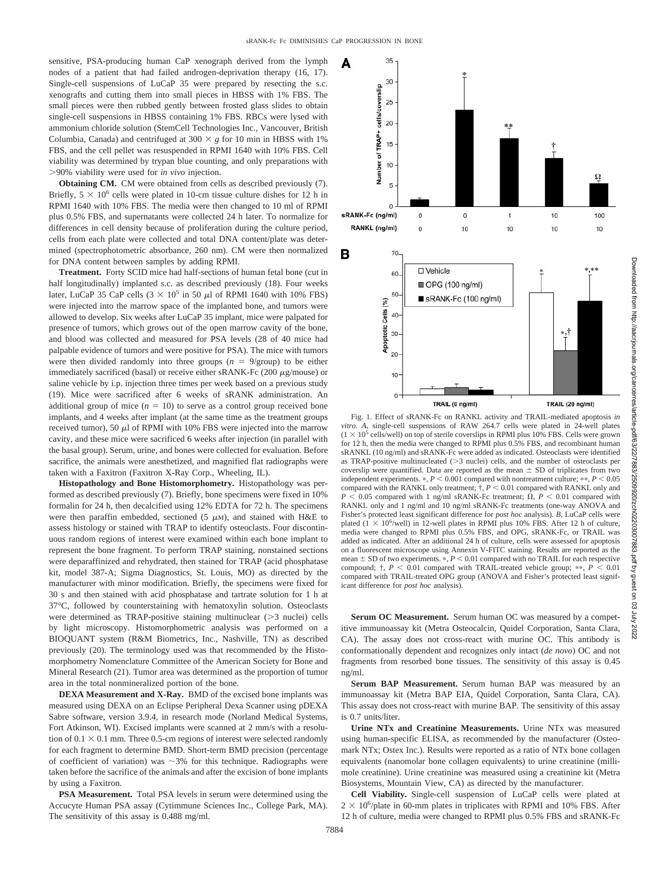sensitive, PSA-producing human CaP xenograph derived from the lymph nodes of a patient that had failed androgen-deprivation therapy (16, 17). Single-cell suspensions of LuCaP 35 were prepared by resecting the s.c. xenografts and cutting them into small pieces in HBSS with 1% FBS. The small pieces were then rubbed gently between frosted glass slides to obtain single-cell suspensions in HBSS containing 1% FBS. RBCs were lysed with ammonium chloride solution (StemCell Technologies Inc., Vancouver, British Columbia, Canada) and centrifuged at 300 × *g* for 10 min in HBSS with 1% FBS, and the cell pellet was resuspended in RPMI 1640 with 10% FBS. Cell viability was determined by trypan blue counting, and only preparations with >90% viability were used for *in vivo* injection.

**Obtaining CM.** CM were obtained from cells as described previously (7). Briefly, $5 \times 10^6$ cells were plated in 10-cm tissue culture dishes for 12 h in RPMI 1640 with 10% FBS. The media were then changed to 10 ml of RPMI plus 0.5% FBS, and supernatants were collected 24 h later. To normalize for differences in cell density because of proliferation during the culture period, cells from each plate were collected and total DNA content/plate was determined (spectrophotometric absorbance, 260 nm). CM were then normalized for DNA content between samples by adding RPMI.

**Treatment.** Forty SCID mice had half-sections of human fetal bone (cut in half longitudinally) implanted s.c. as described previously (18). Four weeks later, LuCaP 35 CaP cells ($3 \times 10^5$ in 50 μl of RPMI 1640 with 10% FBS) were injected into the marrow space of the implanted bone, and tumors were allowed to develop. Six weeks after LuCaP 35 implant, mice were palpated for presence of tumors, which grows out of the open marrow cavity of the bone, and blood was collected and measured for PSA levels (28 of 40 mice had palpable evidence of tumors and were positive for PSA). The mice with tumors were then divided randomly into three groups ($n = 9$/group) to be either immediately sacrificed (basal) or receive either sRANK-Fc (200 μg/mouse) or saline vehicle by i.p. injection three times per week based on a previous study (19). Mice were sacrificed after 6 weeks of sRANK administration. An additional group of mice ($n = 10$) to serve as a control group received bone implants, and 4 weeks after implant (at the same time as the treatment groups received tumor), 50 μl of RPMI with 10% FBS were injected into the marrow cavity, and these mice were sacrificed 6 weeks after injection (in parallel with the basal group). Serum, urine, and bones were collected for evaluation. Before sacrifice, the animals were anesthetized, and magnified flat radiographs were taken with a Faxitron (Faxitron X-Ray Corp., Wheeling, IL).

**Histopathology and Bone Histomorphometry.** Histopathology was performed as described previously (7). Briefly, bone specimens were fixed in 10% formalin for 24 h, then decalcified using 12% EDTA for 72 h. The specimens were then paraffin embedded, sectioned (5 μM), and stained with H&E to assess histology or stained with TRAP to identify osteoclasts. Four discontinuous random regions of interest were examined within each bone implant to represent the bone fragment. To perform TRAP staining, nonstained sections were deparaffinized and rehydrated, then stained for TRAP (acid phosphatase kit, model 387-A; Sigma Diagnostics, St. Louis, MO) as directed by the manufacturer with minor modification. Briefly, the specimens were fixed for 30 s and then stained with acid phosphatase and tartrate solution for 1 h at 37°C, followed by counterstaining with hematoxylin solution. Osteoclasts were determined as TRAP-positive staining multinuclear (>3 nuclei) cells by light microscopy. Histomorphometric analysis was performed on a BIOQUANT system (R&M Biometrics, Inc., Nashville, TN) as described previously (20). The terminology used was that recommended by the Histomorphometry Nomenclature Committee of the American Society for Bone and Mineral Research (21). Tumor area was determined as the proportion of tumor area in the total nonmineralized portion of the bone.

**DEXA Measurement and X-Ray.** BMD of the excised bone implants was measured using DEXA on an Eclipse Peripheral Dexa Scanner using pDEXA Sabre software, version 3.9.4, in research mode (Norland Medical Systems, Fort Atkinson, WI). Excised implants were scanned at 2 mm/s with a resolution of 0.1 × 0.1 mm. Three 0.5-cm regions of interest were selected randomly for each fragment to determine BMD. Short-term BMD precision (percentage of coefficient of variation) was ~3% for this technique. Radiographs were taken before the sacrifice of the animals and after the excision of bone implants by using a Faxitron.

**PSA Measurement.** Total PSA levels in serum were determined using the Accucyte Human PSA assay (Cytimmune Sciences Inc., College Park, MA). The sensitivity of this assay is 0.488 mg/ml.

Fig. 1. Effect of sRANK-Fc on RANKL activity and TRAIL-mediated apoptosis *in vitro*. *A*, single-cell suspensions of RAW 264.7 cells were plated in 24-well plates ($1 \times 10^5$ cells/well) on top of sterile coverslips in RPMI plus 10% FBS. Cells were grown for 12 h, then the media were changed to RPMI plus 0.5% FBS, and recombinant human sRANKL (10 ng/ml) and sRANK-Fc were added as indicated. Osteoclasts were identified as TRAP-positive multinucleated (>3 nuclei) cells, and the number of osteoclasts per coverslip were quantified. Data are reported as the mean ± SD of triplicates from two independent experiments. *, $P < 0.001$ compared with nontreatment culture; **, $P < 0.05$ compared with the RANKL only treatment; †, $P < 0.01$ compared with RANKL only and $P < 0.05$ compared with 1 ng/ml sRANK-Fc treatment; Ω, $P < 0.01$ compared with RANKL only and 1 ng/ml and 10 ng/ml sRANK-Fc treatments (one-way ANOVA and Fisher's protected least significant difference for *post hoc* analysis). *B*, LuCaP cells were plated ($1 \times 10^6$/well) in 12-well plates in RPMI plus 10% FBS. After 12 h of culture, media were changed to RPMI plus 0.5% FBS, and OPG, sRANK-Fc, or TRAIL was added as indicated. After an additional 24 h of culture, cells were assessed for apoptosis on a fluorescent microscope using Annexin V-FITC staining. Results are reported as the mean ± SD of two experiments. *, $P < 0.01$ compared with no TRAIL for each respective compound; †, $P < 0.01$ compared with TRAIL-treated vehicle group; **, $P < 0.01$ compared with TRAIL-treated OPG group (ANOVA and Fisher's protected least significant difference for *post hoc* analysis).

**Serum OC Measurement.** Serum human OC was measured by a competitive immunoassay kit (Metra Osteocalcin, Quidel Corporation, Santa Clara, CA). The assay does not cross-react with murine OC. This antibody is conformationally dependent and recognizes only intact (*de novo*) OC and not fragments from resorbed bone tissues. The sensitivity of this assay is 0.45 ng/ml.

**Serum BAP Measurement.** Serum human BAP was measured by an immunoassay kit (Metra BAP EIA, Quidel Corporation, Santa Clara, CA). This assay does not cross-react with murine BAP. The sensitivity of this assay is 0.7 units/liter.

**Urine NTx and Creatinine Measurements.** Urine NTx was measured using human-specific ELISA, as recommended by the manufacturer (Osteomark NTx; Ostex Inc.). Results were reported as a ratio of NTx bone collagen equivalents (nanomolar bone collagen equivalents) to urine creatinine (millimole creatinine). Urine creatinine was measured using a creatinine kit (Metra Biosystems, Mountain View, CA) as directed by the manufacturer.

**Cell Viability.** Single-cell suspension of LuCaP cells were plated at $2 \times 10^6$/plate in 60-mm plates in triplicates with RPMI and 10% FBS. After 12 h of culture, media were changed to RPMI plus 0.5% FBS and sRANK-Fc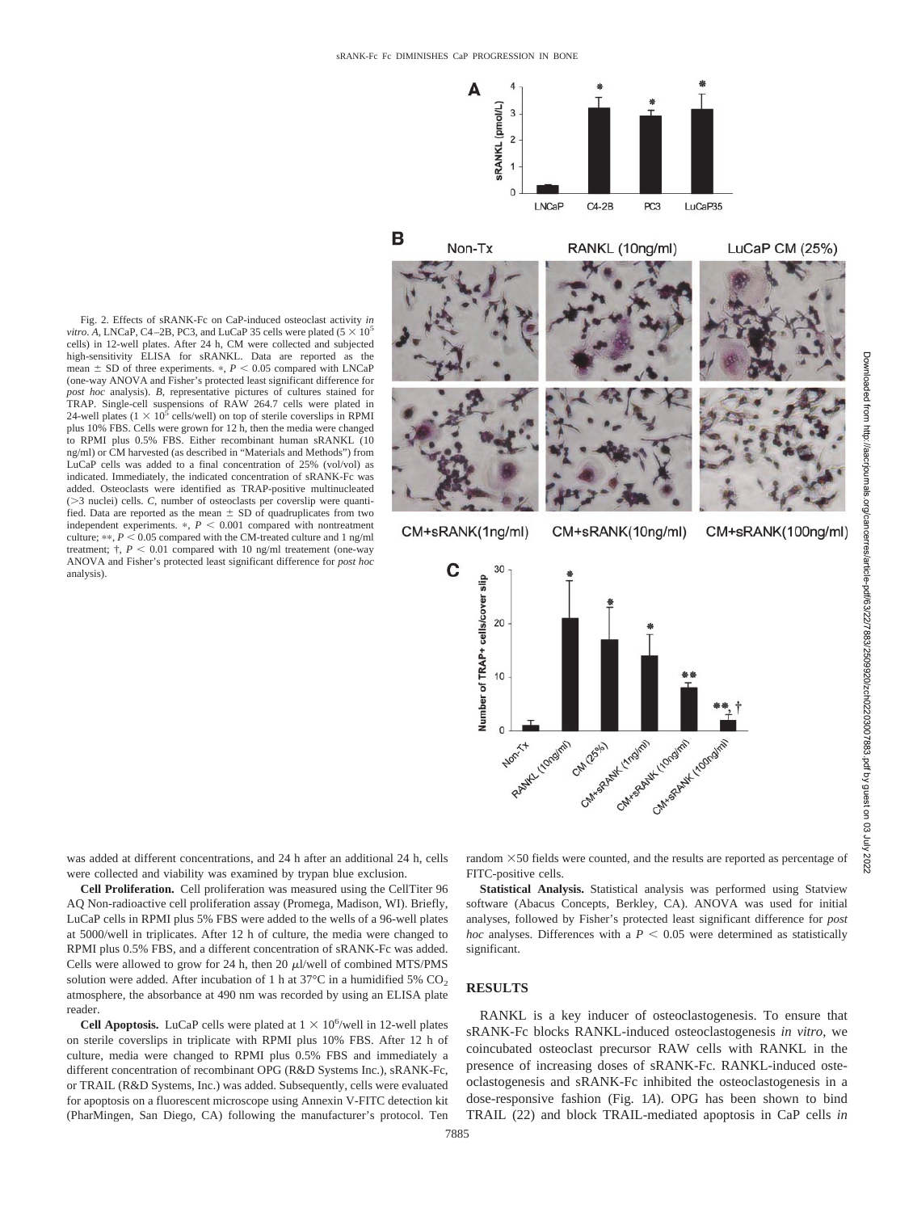Fig. 2. Effects of sRANK-Fc on CaP-induced osteoclast activity *in vitro*. *A*, LNCaP, C4–2B, PC3, and LuCaP 35 cells were plated ($5 \times 10^5$ cells) in 12-well plates. After 24 h, CM were collected and subjected high-sensitivity ELISA for sRANKL. Data are reported as the mean ± SD of three experiments. *, $P < 0.05$ compared with LNCaP (one-way ANOVA and Fisher's protected least significant difference for *post hoc* analysis). *B*, representative pictures of cultures stained for TRAP. Single-cell suspensions of RAW 264.7 cells were plated in 24-well plates ($1 \times 10^5$ cells/well) on top of sterile coverslips in RPMI plus 10% FBS. Cells were grown for 12 h, then the media were changed to RPMI plus 0.5% FBS. Either recombinant human sRANKL (10 ng/ml) or CM harvested (as described in "Materials and Methods") from LuCaP cells was added to a final concentration of 25% (vol/vol) as indicated. Immediately, the indicated concentration of sRANK-Fc was added. Osteoclasts were identified as TRAP-positive multinucleated (>3 nuclei) cells. *C*, number of osteoclasts per coverslip were quantified. Data are reported as the mean ± SD of quadruplicates from two independent experiments. *, $P < 0.001$ compared with nontreatment culture; **, $P < 0.05$ compared with the CM-treated culture and 1 ng/ml treatment; †, $P < 0.01$ compared with 10 ng/ml treatement (one-way ANOVA and Fisher's protected least significant difference for *post hoc* analysis).

was added at different concentrations, and 24 h after an additional 24 h, cells were collected and viability was examined by trypan blue exclusion.

**Cell Proliferation.** Cell proliferation was measured using the CellTiter 96 AQ Non-radioactive cell proliferation assay (Promega, Madison, WI). Briefly, LuCaP cells in RPMI plus 5% FBS were added to the wells of a 96-well plates at 5000/well in triplicates. After 12 h of culture, the media were changed to RPMI plus 0.5% FBS, and a different concentration of sRANK-Fc was added. Cells were allowed to grow for 24 h, then 20 μl/well of combined MTS/PMS solution were added. After incubation of 1 h at 37°C in a humidified 5% $CO_2$ atmosphere, the absorbance at 490 nm was recorded by using an ELISA plate reader.

**Cell Apoptosis.** LuCaP cells were plated at $1 \times 10^6$/well in 12-well plates on sterile coverslips in triplicate with RPMI plus 10% FBS. After 12 h of culture, media were changed to RPMI plus 0.5% FBS and immediately a different concentration of recombinant OPG (R&D Systems Inc.), sRANK-Fc, or TRAIL (R&D Systems, Inc.) was added. Subsequently, cells were evaluated for apoptosis on a fluorescent microscope using Annexin V-FITC detection kit (PharMingen, San Diego, CA) following the manufacturer's protocol. Ten random ×50 fields were counted, and the results are reported as percentage of FITC-positive cells.

**Statistical Analysis.** Statistical analysis was performed using Statview software (Abacus Concepts, Berkley, CA). ANOVA was used for initial analyses, followed by Fisher's protected least significant difference for *post hoc* analyses. Differences with a $P < 0.05$ were determined as statistically significant.

## RESULTS

RANKL is a key inducer of osteoclastogenesis. To ensure that sRANK-Fc blocks RANKL-induced osteoclastogenesis *in vitro*, we coincubated osteoclast precursor RAW cells with RANKL in the presence of increasing doses of sRANK-Fc. RANKL-induced osteoclastogenesis and sRANK-Fc inhibited the osteoclastogenesis in a dose-responsive fashion (Fig. 1*A*). OPG has been shown to bind TRAIL (22) and block TRAIL-mediated apoptosis in CaP cells *in*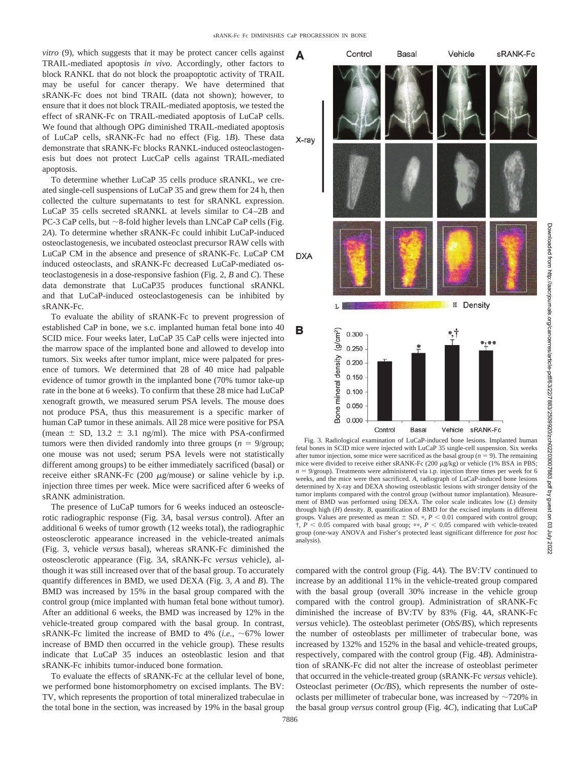*vitro* (9), which suggests that it may be protect cancer cells against TRAIL-mediated apoptosis *in vivo*. Accordingly, other factors to block RANKL that do not block the proapoptotic activity of TRAIL may be useful for cancer therapy. We have determined that sRANK-Fc does not bind TRAIL (data not shown); however, to ensure that it does not block TRAIL-mediated apoptosis, we tested the effect of sRANK-Fc on TRAIL-mediated apoptosis of LuCaP cells. We found that although OPG diminished TRAIL-mediated apoptosis of LuCaP cells, sRANK-Fc had no effect (Fig. 1*B*). These data demonstrate that sRANK-Fc blocks RANKL-induced osteoclastogenesis but does not protect LucCaP cells against TRAIL-mediated apoptosis.

To determine whether LuCaP 35 cells produce sRANKL, we created single-cell suspensions of LuCaP 35 and grew them for 24 h, then collected the culture supernatants to test for sRANKL expression. LuCaP 35 cells secreted sRANKL at levels similar to C4–2B and PC-3 CaP cells, but ~8-fold higher levels than LNCaP CaP cells (Fig. 2*A*). To determine whether sRANK-Fc could inhibit LuCaP-induced osteoclastogenesis, we incubated osteoclast precursor RAW cells with LuCaP CM in the absence and presence of sRANK-Fc. LuCaP CM induced osteoclasts, and sRANK-Fc decreased LuCaP-mediated osteoclastogenesis in a dose-responsive fashion (Fig. 2, *B* and *C*). These data demonstrate that LuCaP35 produces functional sRANKL and that LuCaP-induced osteoclastogenesis can be inhibited by sRANK-Fc.

To evaluate the ability of sRANK-Fc to prevent progression of established CaP in bone, we s.c. implanted human fetal bone into 40 SCID mice. Four weeks later, LuCaP 35 CaP cells were injected into the marrow space of the implanted bone and allowed to develop into tumors. Six weeks after tumor implant, mice were palpated for presence of tumors. We determined that 28 of 40 mice had palpable evidence of tumor growth in the implanted bone (70% tumor take-up rate in the bone at 6 weeks). To confirm that these 28 mice had LuCaP xenograft growth, we measured serum PSA levels. The mouse does not produce PSA, thus this measurement is a specific marker of human CaP tumor in these animals. All 28 mice were positive for PSA (mean ± SD, 13.2 ± 3.1 ng/ml). The mice with PSA-confirmed tumors were then divided randomly into three groups ($n = 9$/group; one mouse was not used; serum PSA levels were not statistically different among groups) to be either immediately sacrificed (basal) or receive either sRANK-Fc (200 μg/mouse) or saline vehicle by i.p. injection three times per week. Mice were sacrificed after 6 weeks of sRANK administration.

The presence of LuCaP tumors for 6 weeks induced an osteosclerotic radiographic response (Fig. 3*A*, basal *versus* control). After an additional 6 weeks of tumor growth (12 weeks total), the radiographic osteosclerotic appearance increased in the vehicle-treated animals (Fig. 3, vehicle *versus* basal), whereas sRANK-Fc diminished the osteosclerotic appearance (Fig. 3*A*, sRANK-Fc *versus* vehicle), although it was still increased over that of the basal group. To accurately quantify differences in BMD, we used DEXA (Fig. 3, *A* and *B*). The BMD was increased by 15% in the basal group compared with the control group (mice implanted with human fetal bone without tumor). After an additional 6 weeks, the BMD was increased by 12% in the vehicle-treated group compared with the basal group. In contrast, sRANK-Fc limited the increase of BMD to 4% (*i.e.*, ~67% lower increase of BMD then occurred in the vehicle group). These results indicate that LuCaP 35 induces an osteoblastic lesion and that sRANK-Fc inhibits tumor-induced bone formation.

To evaluate the effects of sRANK-Fc at the cellular level of bone, we performed bone histomorphometry on excised implants. The BV:TV, which represents the proportion of total mineralized trabeculae in the total bone in the section, was increased by 19% in the basal group compared with the control group (Fig. 4*A*). The BV:TV continued to increase by an additional 11% in the vehicle-treated group compared with the basal group (overall 30% increase in the vehicle group compared with the control group). Administration of sRANK-Fc diminished the increase of BV:TV by 83% (Fig. 4*A*, sRANK-Fc *versus* vehicle). The osteoblast perimeter (*ObS/BS*), which represents the number of osteoblasts per millimeter of trabecular bone, was increased by 132% and 152% in the basal and vehicle-treated groups, respectively, compared with the control group (Fig. 4*B*). Administration of sRANK-Fc did not alter the increase of osteoblast perimeter that occurred in the vehicle-treated group (sRANK-Fc *versus* vehicle). Osteoclast perimeter (*Oc/BS*), which represents the number of osteoclasts per millimeter of trabecular bone, was increased by ~720% in the basal group *versus* control group (Fig. 4*C*), indicating that LuCaP

Fig. 3. Radiological examination of LuCaP-induced bone lesions. Implanted human fetal bones in SCID mice were injected with LuCaP 35 single-cell suspension. Six weeks after tumor injection, some mice were sacrificed as the basal group ($n = 9$). The remaining mice were divided to receive either sRANK-Fc (200 μg/kg) or vehicle (1% BSA in PBS; $n = 9$/group). Treatments were administered via i.p. injection three times per week for 6 weeks, and the mice were then sacrificed. *A*, radiograph of LuCaP-induced bone lesions determined by X-ray and DEXA showing osteoblastic lesions with stronger density of the tumor implants compared with the control group (without tumor implantation). Measurement of BMD was performed using DEXA. The color scale indicates low (*L*) density through high (*H*) density. *B*, quantification of BMD for the excised implants in different groups. Values are presented as mean ± SD. *, $P < 0.01$ compared with control group; †, $P < 0.05$ compared with basal group; **, $P < 0.05$ compared with vehicle-treated group (one-way ANOVA and Fisher's protected least significant difference for *post hoc* analysis).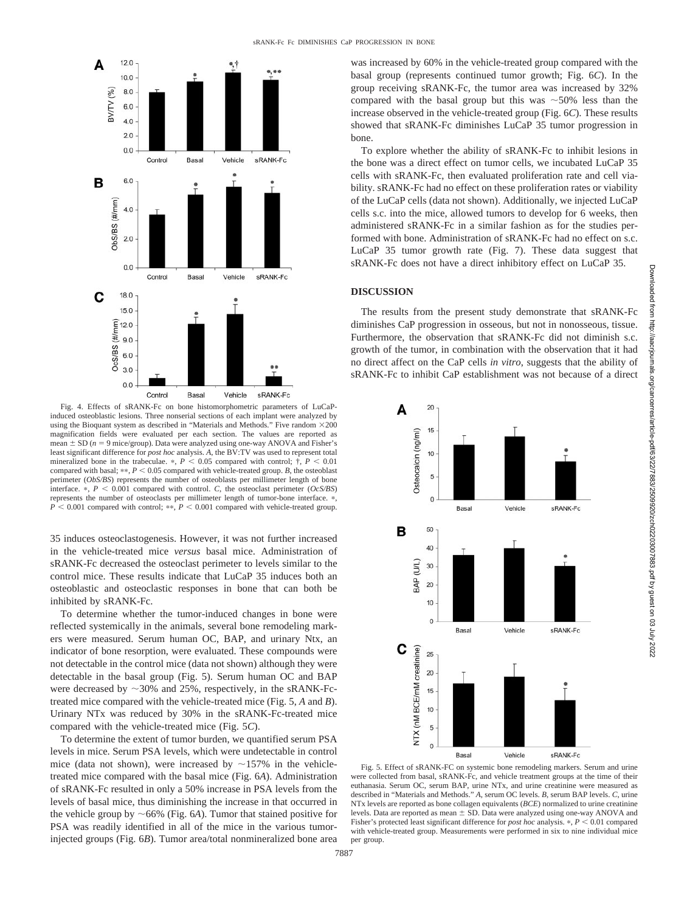Fig. 4. Effects of sRANK-Fc on bone histomorphometric parameters of LuCaP-induced osteoblastic lesions. Three nonserial sections of each implant were analyzed by using the Bioquant system as described in "Materials and Methods." Five random ×200 magnification fields were evaluated per each section. The values are reported as mean ± SD ($n = 9$ mice/group). Data were analyzed using one-way ANOVA and Fisher's least significant difference for *post hoc* analysis. *A*, the BV:TV was used to represent total mineralized bone in the trabeculae. *, $P < 0.05$ compared with control; †, $P < 0.01$ compared with basal; **, $P < 0.05$ compared with vehicle-treated group. *B*, the osteoblast perimeter (*ObS/BS*) represents the number of osteoblasts per millimeter length of bone interface. *, $P < 0.001$ compared with control. *C*, the osteoclast perimeter (*OcS/BS*) represents the number of osteoclasts per millimeter length of tumor-bone interface. *, $P < 0.001$ compared with control; **, $P < 0.001$ compared with vehicle-treated group.

35 induces osteoclastogenesis. However, it was not further increased in the vehicle-treated mice *versus* basal mice. Administration of sRANK-Fc decreased the osteoclast perimeter to levels similar to the control mice. These results indicate that LuCaP 35 induces both an osteoblastic and osteoclastic responses in bone that can both be inhibited by sRANK-Fc.

To determine whether the tumor-induced changes in bone were reflected systemically in the animals, several bone remodeling markers were measured. Serum human OC, BAP, and urinary Ntx, an indicator of bone resorption, were evaluated. These compounds were not detectable in the control mice (data not shown) although they were detectable in the basal group (Fig. 5). Serum human OC and BAP were decreased by ~30% and 25%, respectively, in the sRANK-Fc-treated mice compared with the vehicle-treated mice (Fig. 5, *A* and *B*). Urinary NTx was reduced by 30% in the sRANK-Fc-treated mice compared with the vehicle-treated mice (Fig. 5*C*).

To determine the extent of tumor burden, we quantified serum PSA levels in mice. Serum PSA levels, which were undetectable in control mice (data not shown), were increased by ~157% in the vehicle-treated mice compared with the basal mice (Fig. 6*A*). Administration of sRANK-Fc resulted in only a 50% increase in PSA levels from the levels of basal mice, thus diminishing the increase in that occurred in the vehicle group by ~66% (Fig. 6*A*). Tumor that stained positive for PSA was readily identified in all of the mice in the various tumor-injected groups (Fig. 6*B*). Tumor area/total nonmineralized bone area was increased by 60% in the vehicle-treated group compared with the basal group (represents continued tumor growth; Fig. 6*C*). In the group receiving sRANK-Fc, the tumor area was increased by 32% compared with the basal group but this was ~50% less than the increase observed in the vehicle-treated group (Fig. 6*C*). These results showed that sRANK-Fc diminishes LuCaP 35 tumor progression in bone.

To explore whether the ability of sRANK-Fc to inhibit lesions in the bone was a direct effect on tumor cells, we incubated LuCaP 35 cells with sRANK-Fc, then evaluated proliferation rate and cell viability. sRANK-Fc had no effect on these proliferation rates or viability of the LuCaP cells (data not shown). Additionally, we injected LuCaP cells s.c. into the mice, allowed tumors to develop for 6 weeks, then administered sRANK-Fc in a similar fashion as for the studies performed with bone. Administration of sRANK-Fc had no effect on s.c. LuCaP 35 tumor growth rate (Fig. 7). These data suggest that sRANK-Fc does not have a direct inhibitory effect on LuCaP 35.

## DISCUSSION

The results from the present study demonstrate that sRANK-Fc diminishes CaP progression in osseous, but not in nonosseous, tissue. Furthermore, the observation that sRANK-Fc did not diminish s.c. growth of the tumor, in combination with the observation that it had no direct affect on the CaP cells *in vitro*, suggests that the ability of sRANK-Fc to inhibit CaP establishment was not because of a direct

Fig. 5. Effect of sRANK-FC on systemic bone remodeling markers. Serum and urine were collected from basal, sRANK-Fc, and vehicle treatment groups at the time of their euthanasia. Serum OC, serum BAP, urine NTx, and urine creatinine were measured as described in "Materials and Methods." *A*, serum OC levels. *B*, serum BAP levels. *C*, urine NTx levels are reported as bone collagen equivalents (*BCE*) normalized to urine creatinine levels. Data are reported as mean ± SD. Data were analyzed using one-way ANOVA and Fisher's protected least significant difference for *post hoc* analysis. *, $P < 0.01$ compared with vehicle-treated group. Measurements were performed in six to nine individual mice per group.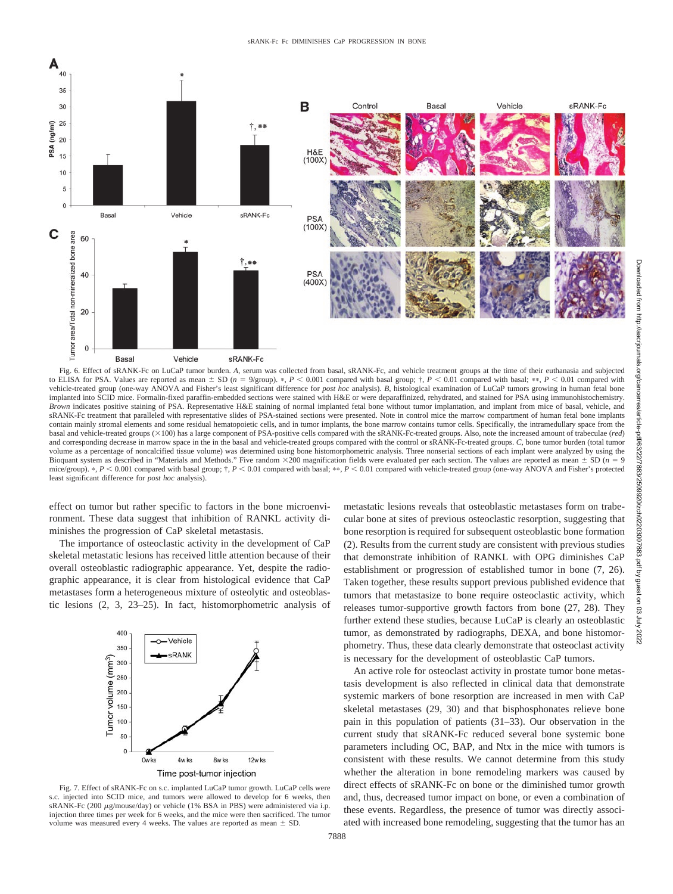Fig. 6. Effect of sRANK-Fc on LuCaP tumor burden. *A*, serum was collected from basal, sRANK-Fc, and vehicle treatment groups at the time of their euthanasia and subjected to ELISA for PSA. Values are reported as mean ± SD ($n$ = 9/group). *, $P < 0.001$ compared with basal group; †, $P < 0.01$ compared with basal; **, $P < 0.01$ compared with vehicle-treated group (one-way ANOVA and Fisher's least significant difference for *post hoc* analysis). *B*, histological examination of LuCaP tumors growing in human fetal bone implanted into SCID mice. Formalin-fixed paraffin-embedded sections were stained with H&E or were deparaffinized, rehydrated, and stained for PSA using immunohistochemistry. *Brown* indicates positive staining of PSA. Representative H&E staining of normal implanted fetal bone without tumor implantation, and implant from mice of basal, vehicle, and sRANK-Fc treatment that paralleled with representative slides of PSA-stained sections were presented. Note in control mice the marrow compartment of human fetal bone implants contain mainly stromal elements and some residual hematopoietic cells, and in tumor implants, the bone marrow contains tumor cells. Specifically, the intramedullary space from the basal and vehicle-treated groups (×100) has a large component of PSA-positive cells compared with the sRANK-Fc-treated groups. Also, note the increased amount of trabeculae (*red*) and corresponding decrease in marrow space in the in the basal and vehicle-treated groups compared with the control or sRANK-Fc-treated groups. *C*, bone tumor burden (total tumor volume as a percentage of noncalcified tissue volume) was determined using bone histomorphometric analysis. Three nonserial sections of each implant were analyzed by using the Bioquant system as described in "Materials and Methods." Five random ×200 magnification fields were evaluated per each section. The values are reported as mean ± SD ($n$ = 9 mice/group). *, $P < 0.001$ compared with basal group; †, $P < 0.01$ compared with basal; **, $P < 0.01$ compared with vehicle-treated group (one-way ANOVA and Fisher's protected least significant difference for *post hoc* analysis).

effect on tumor but rather specific to factors in the bone microenvironment. These data suggest that inhibition of RANKL activity diminishes the progression of CaP skeletal metastasis.

The importance of osteoclastic activity in the development of CaP skeletal metastatic lesions has received little attention because of their overall osteoblastic radiographic appearance. Yet, despite the radiographic appearance, it is clear from histological evidence that CaP metastases form a heterogeneous mixture of osteolytic and osteoblastic lesions (2, 3, 23–25). In fact, histomorphometric analysis of metastatic lesions reveals that osteoblastic metastases form on trabecular bone at sites of previous osteoclastic resorption, suggesting that bone resorption is required for subsequent osteoblastic bone formation (2). Results from the current study are consistent with previous studies that demonstrate inhibition of RANKL with OPG diminishes CaP establishment or progression of established tumor in bone (7, 26). Taken together, these results support previous published evidence that tumors that metastasize to bone require osteoclastic activity, which releases tumor-supportive growth factors from bone (27, 28). They further extend these studies, because LuCaP is clearly an osteoblastic tumor, as demonstrated by radiographs, DEXA, and bone histomorphometry. Thus, these data clearly demonstrate that osteoclast activity is necessary for the development of osteoblastic CaP tumors.

Fig. 7. Effect of sRANK-Fc on s.c. implanted LuCaP tumor growth. LuCaP cells were s.c. injected into SCID mice, and tumors were allowed to develop for 6 weeks, then sRANK-Fc (200 μg/mouse/day) or vehicle (1% BSA in PBS) were administered via i.p. injection three times per week for 6 weeks, and the mice were then sacrificed. The tumor volume was measured every 4 weeks. The values are reported as mean ± SD.

An active role for osteoclastic activity in prostate tumor bone metastasis development is also reflected in clinical data that demonstrate systemic markers of bone resorption are increased in men with CaP skeletal metastases (29, 30) and that bisphosphonates relieve bone pain in this population of patients (31–33). Our observation in the current study that sRANK-Fc reduced several bone systemic bone parameters including OC, BAP, and Ntx in the mice with tumors is consistent with these results. We cannot determine from this study whether the alteration in bone remodeling markers was caused by direct effects of sRANK-Fc on bone or the diminished tumor growth and, thus, decreased tumor impact on bone, or even a combination of these events. Regardless, the presence of tumor was directly associated with increased bone remodeling, suggesting that the tumor has an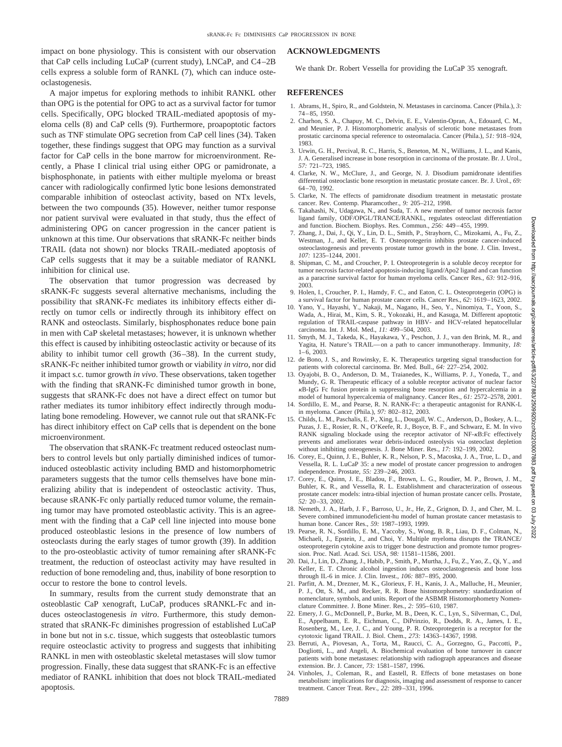impact on bone physiology. This is consistent with our observation that CaP cells including LuCaP (current study), LNCaP, and C4–2B cells express a soluble form of RANKL (7), which can induce osteoclastogenesis.

A major impetus for exploring methods to inhibit RANKL other than OPG is the potential for OPG to act as a survival factor for tumor cells. Specifically, OPG blocked TRAIL-mediated apoptosis of myeloma cells (8) and CaP cells (9). Furthermore, proapoptotic factors such as TNF stimulate OPG secretion from CaP cell lines (34). Taken together, these findings suggest that OPG may function as a survival factor for CaP cells in the bone marrow microenvironment. Recently, a Phase I clinical trial using either OPG or pamidronate, a bisphosphonate, in patients with either multiple myeloma or breast cancer with radiologically confirmed lytic bone lesions demonstrated comparable inhibition of osteoclast activity, based on NTx levels, between the two compounds (35). However, neither tumor response nor patient survival were evaluated in that study, thus the effect of administering OPG on cancer progression in the cancer patient is unknown at this time. Our observations that sRANK-Fc neither binds TRAIL (data not shown) nor blocks TRAIL-mediated apoptosis of CaP cells suggests that it may be a suitable mediator of RANKL inhibition for clinical use.

The observation that tumor progression was decreased by sRANK-Fc suggests several alternative mechanisms, including the possibility that sRANK-Fc mediates its inhibitory effects either directly on tumor cells or indirectly through its inhibitory effect on RANK and osteoclasts. Similarly, bisphosphonates reduce bone pain in men with CaP skeletal metastases; however, it is unknown whether this effect is caused by inhibiting osteoclast activity or because of its ability to inhibit tumor cell growth (36–38). In the current study, sRANK-Fc neither inhibited tumor growth or viability *in vitro*, nor did it impact s.c. tumor growth *in vivo*. These observations, taken together with the finding that sRANK-Fc diminished tumor growth in bone, suggests that sRANK-Fc does not have a direct effect on tumor but rather mediates its tumor inhibitory effect indirectly through modulating bone remodeling. However, we cannot rule out that sRANK-Fc has direct inhibitory effect on CaP cells that is dependent on the bone microenvironment.

The observation that sRANK-Fc treatment reduced osteoclast numbers to control levels but only partially diminished indices of tumor-induced osteoblastic activity including BMD and histomorphometric parameters suggests that the tumor cells themselves have bone mineralizing ability that is independent of osteoclastic activity. Thus, because sRANK-Fc only partially reduced tumor volume, the remaining tumor may have promoted osteoblastic activity. This is an agreement with the finding that a CaP cell line injected into mouse bone produced osteoblastic lesions in the presence of low numbers of osteoclasts during the early stages of tumor growth (39). In addition to the pro-osteoblastic activity of tumor remaining after sRANK-Fc treatment, the reduction of osteoclast activity may have resulted in reduction of bone remodeling and, thus, inability of bone resorption to occur to restore the bone to control levels.

In summary, results from the current study demonstrate that an osteoblastic CaP xenograft, LuCaP, produces sRANKL-Fc and induces osteoclastogenesis *in vitro*. Furthermore, this study demonstrated that sRANK-Fc diminishes progression of established LuCaP in bone but not in s.c. tissue, which suggests that osteoblastic tumors require osteoclastic activity to progress and suggests that inhibiting RANKL in men with osteoblastic skeletal metastases will slow tumor progression. Finally, these data suggest that sRANK-Fc is an effective mediator of RANKL inhibition that does not block TRAIL-mediated apoptosis.

## ACKNOWLEDGMENTS

We thank Dr. Robert Vessella for providing the LuCaP 35 xenograft.

## REFERENCES

1. Abrams, H., Spiro, R., and Goldstein, N. Metastases in carcinoma. Cancer (Phila.), *3:* 74–85, 1950.
2. Charhon, S. A., Chapuy, M. C., Delvin, E. E., Valentin-Opran, A., Edouard, C. M., and Meunier, P. J. Histomorphometric analysis of sclerotic bone metastases from prostatic carcinoma special reference to osteomalacia. Cancer (Phila.), *51:* 918–924, 1983.
3. Urwin, G. H., Percival, R. C., Harris, S., Beneton, M. N., Williams, J. L., and Kanis, J. A. Generalised increase in bone resorption in carcinoma of the prostate. Br. J. Urol., *57:* 721–723, 1985.
4. Clarke, N. W., McClure, J., and George, N. J. Disodium pamidronate identifies differential osteoclastic bone resorption in metastatic prostate cancer. Br. J. Urol., *69:* 64–70, 1992.
5. Clarke, N. The effects of pamidronate disodium treatment in metastatic prostate cancer. Rev. Contemp. Pharamcother., *9:* 205–212, 1998.
6. Takahashi, N., Udagawa, N., and Suda, T. A new member of tumor necrosis factor ligand family, ODF/OPGL/TRANCE/RANKL, regulates osteoclast differentiation and function. Biochem. Biophys. Res. Commun., *256:* 449–455, 1999.
7. Zhang, J., Dai, J., Qi, Y., Lin, D. L., Smith, P., Strayhorn, C., Mizokami, A., Fu, Z., Westman, J., and Keller, E. T. Osteoprotegerin inhibits prostate cancer-induced osteoclastogenesis and prevents prostate tumor growth in the bone. J. Clin. Invest., *107:* 1235–1244, 2001.
8. Shipman, C. M., and Croucher, P. I. Osteoprotegerin is a soluble decoy receptor for tumor necrosis factor-related apoptosis-inducing ligand/Apo2 ligand and can function as a paracrine survival factor for human myeloma cells. Cancer Res., *63:* 912–916, 2003.
9. Holen, I., Croucher, P. I., Hamdy, F. C., and Eaton, C. L. Osteoprotegerin (OPG) is a survival factor for human prostate cancer cells. Cancer Res., *62:* 1619–1623, 2002.
10. Yano, Y., Hayashi, Y., Nakaji, M., Nagano, H., Seo, Y., Ninomiya, T., Yoon, S., Wada, A., Hirai, M., Kim, S. R., Yokozaki, H., and Kasuga, M. Different apoptotic regulation of TRAIL-caspase pathway in HBV- and HCV-related hepatocellular carcinoma. Int. J. Mol. Med., *11:* 499–504, 2003.
11. Smyth, M. J., Takeda, K., Hayakawa, Y., Peschon, J. J., van den Brink, M. R., and Yagita, H. Nature's TRAIL—on a path to cancer immunotherapy. Immunity, *18:* 1–6, 2003.
12. de Bono, J. S., and Rowinsky, E. K. Therapeutics targeting signal transduction for patients with colorectal carcinoma. Br. Med. Bull., *64:* 227–254, 2002.
13. Oyajobi, B. O., Anderson, D. M., Traianedes, K., Williams, P. J., Yoneda, T., and Mundy, G. R. Therapeutic efficacy of a soluble receptor activator of nuclear factor κB-IgG Fc fusion protein in suppressing bone resorption and hypercalcemia in a model of humoral hypercalcemia of malignancy. Cancer Res., *61:* 2572–2578, 2001.
14. Sordillo, E. M., and Pearse, R. N. RANK-Fc: a therapeutic antagonist for RANK-L in myeloma. Cancer (Phila.), *97:* 802–812, 2003.
15. Childs, L. M., Paschalis, E. P., Xing, L., Dougall, W. C., Anderson, D., Boskey, A. L., Puzas, J. E., Rosier, R. N., O'Keefe, R. J., Boyce, B. F., and Schwarz, E. M. In vivo RANK signaling blockade using the receptor activator of NF-κB:Fc effectively prevents and ameliorates wear debris-induced osteolysis via osteoclast depletion without inhibiting osteogenesis. J. Bone Miner. Res., *17:* 192–199, 2002.
16. Corey, E., Quinn, J. E., Buhler, K. R., Nelson, P. S., Macoska, J. A., True, L. D., and Vessella, R. L. LuCaP 35: a new model of prostate cancer progression to androgen independence. Prostate, *55:* 239–246, 2003.
17. Corey, E., Quinn, J. E., Bladou, F., Brown, L. G., Roudier, M. P., Brown, J. M., Buhler, K. R., and Vessella, R. L. Establishment and characterization of osseous prostate cancer models: intra-tibial injection of human prostate cancer cells. Prostate, *52:* 20–33, 2002.
18. Nemeth, J. A., Harb, J. F., Barroso, U., Jr., He, Z., Grignon, D. J., and Cher, M. L. Severe combined immunodeficient-hu model of human prostate cancer metastasis to human bone. Cancer Res., *59:* 1987–1993, 1999.
19. Pearse, R. N., Sordillo, E. M., Yaccoby, S., Wong, B. R., Liau, D. F., Colman, N., Michaeli, J., Epstein, J., and Choi, Y. Multiple myeloma disrupts the TRANCE/osteoprotegerin cytokine axis to trigger bone destruction and promote tumor progression. Proc. Natl. Acad. Sci. USA, *98:* 11581–11586, 2001.
20. Dai, J., Lin, D., Zhang, J., Habib, P., Smith, P., Murtha, J., Fu, Z., Yao, Z., Qi, Y., and Keller, E. T. Chronic alcohol ingestion induces osteoclastogenesis and bone loss through IL-6 in mice. J. Clin. Invest., *106:* 887–895, 2000.
21. Parfitt, A. M., Drezner, M. K., Glorieux, F. H., Kanis, J. A., Malluche, H., Meunier, P. J., Ott, S. M., and Recker, R. R. Bone histomorphometry: standardization of nomenclature, symbols, and units. Report of the ASBMR Histomorphometry Nomenclature Committee. J. Bone Miner. Res., *2:* 595–610, 1987.
22. Emery, J. G., McDonnell, P., Burke, M. B., Deen, K. C., Lyn, S., Silverman, C., Dul, E., Appelbaum, E. R., Eichman, C., DiPrinzio, R., Dodds, R. A., James, I. E., Rosenberg, M., Lee, J. C., and Young, P. R. Osteoprotegerin is a receptor for the cytotoxic ligand TRAIL. J. Biol. Chem., *273:* 14363–14367, 1998.
23. Berruti, A., Piovesan, A., Torta, M., Raucci, C. A., Gorzegno, G., Paccotti, P., Dogliotti, L., and Angeli, A. Biochemical evaluation of bone turnover in cancer patients with bone metastases: relationship with radiograph appearances and disease extension. Br. J. Cancer, *73:* 1581–1587, 1996.
24. Vinholes, J., Coleman, R., and Eastell, R. Effects of bone metastases on bone metabolism: implications for diagnosis, imaging and assessment of response to cancer treatment. Cancer Treat. Rev., *22:* 289–331, 1996.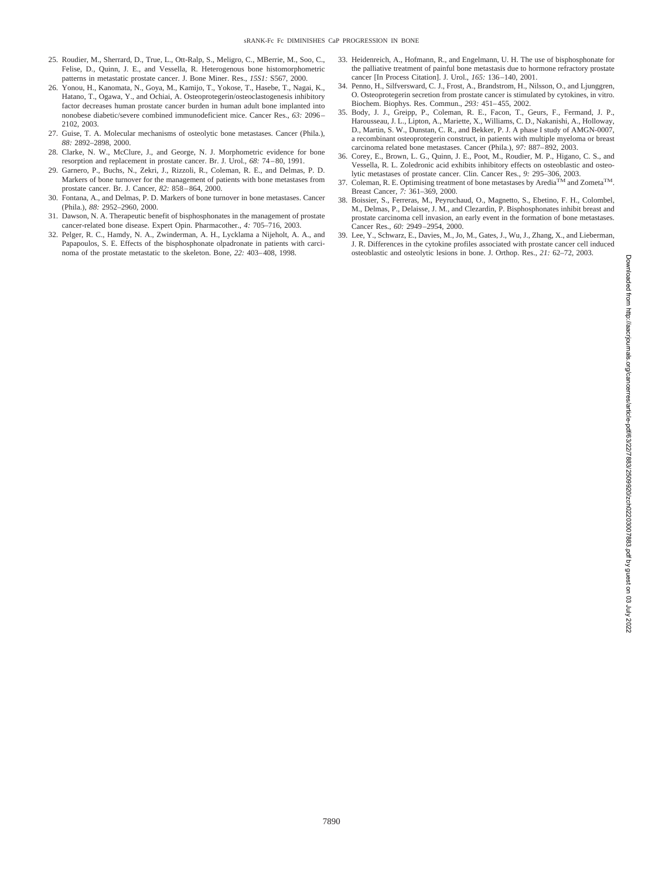25. Roudier, M., Sherrard, D., True, L., Ott-Ralp, S., Meligro, C., MBerrie, M., Soo, C., Felise, D., Quinn, J. E., and Vessella, R. Heterogenous bone histomorphometric patterns in metastatic prostate cancer. J. Bone Miner. Res., *15S1:* S567, 2000.
26. Yonou, H., Kanomata, N., Goya, M., Kamijo, T., Yokose, T., Hasebe, T., Nagai, K., Hatano, T., Ogawa, Y., and Ochiai, A. Osteoprotegerin/osteoclastogenesis inhibitory factor decreases human prostate cancer burden in human adult bone implanted into nonobese diabetic/severe combined immunodeficient mice. Cancer Res., *63:* 2096–2102, 2003.
27. Guise, T. A. Molecular mechanisms of osteolytic bone metastases. Cancer (Phila.), *88:* 2892–2898, 2000.
28. Clarke, N. W., McClure, J., and George, N. J. Morphometric evidence for bone resorption and replacement in prostate cancer. Br. J. Urol., *68:* 74–80, 1991.
29. Garnero, P., Buchs, N., Zekri, J., Rizzoli, R., Coleman, R. E., and Delmas, P. D. Markers of bone turnover for the management of patients with bone metastases from prostate cancer. Br. J. Cancer, *82:* 858–864, 2000.
30. Fontana, A., and Delmas, P. D. Markers of bone turnover in bone metastases. Cancer (Phila.), *88:* 2952–2960, 2000.
31. Dawson, N. A. Therapeutic benefit of bisphosphonates in the management of prostate cancer-related bone disease. Expert Opin. Pharmacother., *4:* 705–716, 2003.
32. Pelger, R. C., Hamdy, N. A., Zwinderman, A. H., Lycklama a Nijeholt, A. A., and Papapoulos, S. E. Effects of the bisphosphonate olpadronate in patients with carcinoma of the prostate metastatic to the skeleton. Bone, *22:* 403–408, 1998.
33. Heidenreich, A., Hofmann, R., and Engelmann, U. H. The use of bisphosphonate for the palliative treatment of painful bone metastasis due to hormone refractory prostate cancer [In Process Citation]. J. Urol., *165:* 136–140, 2001.
34. Penno, H., Silfversward, C. J., Frost, A., Brandstrom, H., Nilsson, O., and Ljunggren, O. Osteoprotegerin secretion from prostate cancer is stimulated by cytokines, in vitro. Biochem. Biophys. Res. Commun., *293:* 451–455, 2002.
35. Body, J. J., Greipp, P., Coleman, R. E., Facon, T., Geurs, F., Fermand, J. P., Harousseau, J. L., Lipton, A., Mariette, X., Williams, C. D., Nakanishi, A., Holloway, D., Martin, S. W., Dunstan, C. R., and Bekker, P. J. A phase I study of AMGN-0007, a recombinant osteoprotegerin construct, in patients with multiple myeloma or breast carcinoma related bone metastases. Cancer (Phila.), *97:* 887–892, 2003.
36. Corey, E., Brown, L. G., Quinn, J. E., Poot, M., Roudier, M. P., Higano, C. S., and Vessella, R. L. Zoledronic acid exhibits inhibitory effects on osteoblastic and osteolytic metastases of prostate cancer. Clin. Cancer Res., *9:* 295–306, 2003.
37. Coleman, R. E. Optimising treatment of bone metastases by Aredia™ and Zometa™. Breast Cancer, *7:* 361–369, 2000.
38. Boissier, S., Ferreras, M., Peyruchaud, O., Magnetto, S., Ebetino, F. H., Colombel, M., Delmas, P., Delaisse, J. M., and Clezardin, P. Bisphosphonates inhibit breast and prostate carcinoma cell invasion, an early event in the formation of bone metastases. Cancer Res., *60:* 2949–2954, 2000.
39. Lee, Y., Schwarz, E., Davies, M., Jo, M., Gates, J., Wu, J., Zhang, X., and Lieberman, J. R. Differences in the cytokine profiles associated with prostate cancer cell induced osteoblastic and osteolytic lesions in bone. J. Orthop. Res., *21:* 62–72, 2003.